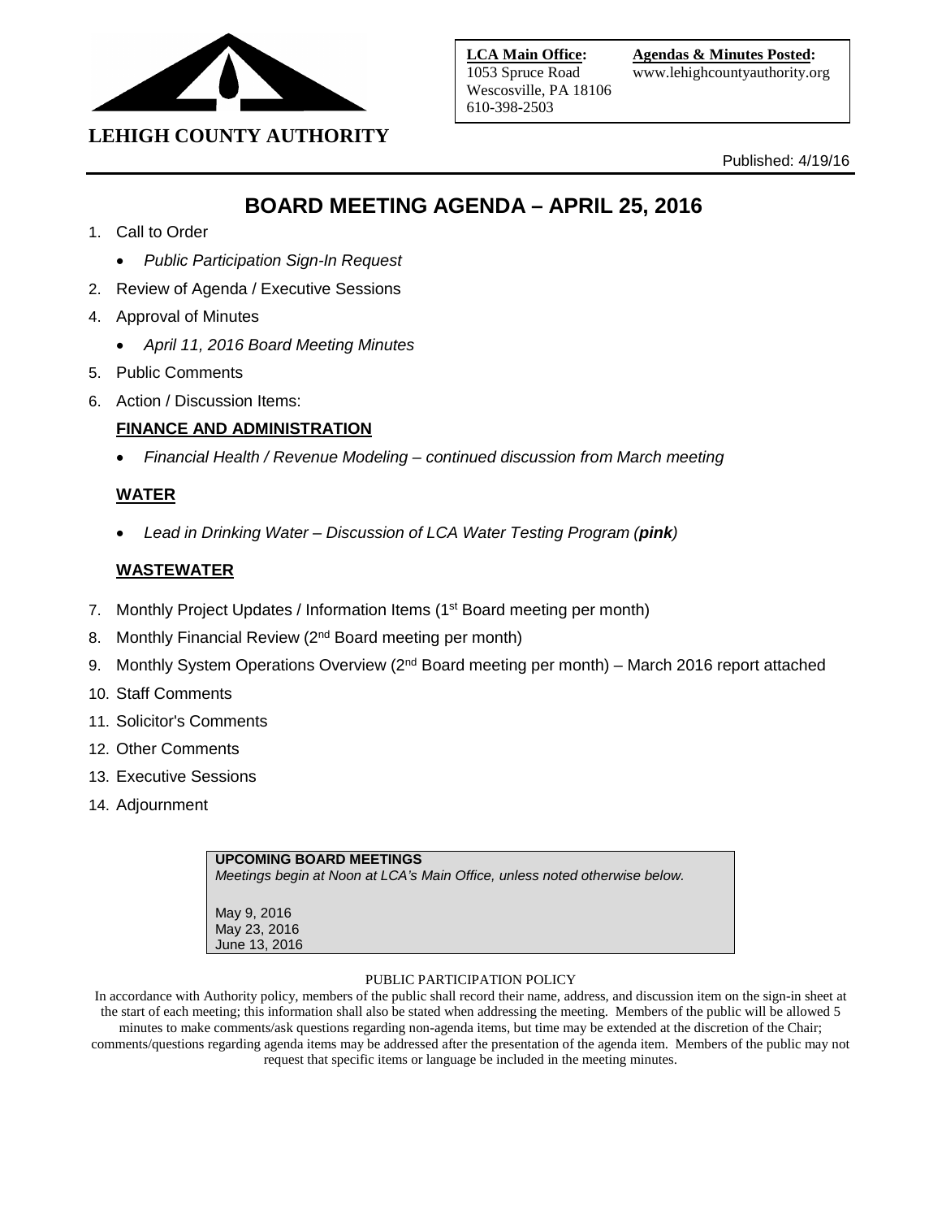**LEHIGH COUNTY AUTHORITY**

**LCA Main Office:**
1053 Spruce Road
Wescosville, PA 18106
610-398-2503

**Agendas & Minutes Posted:**
www.lehighcountyauthority.org

Published: 4/19/16

# BOARD MEETING AGENDA – APRIL 25, 2016

1. Call to Order
   - *Public Participation Sign-In Request*
2. Review of Agenda / Executive Sessions
4. Approval of Minutes
   - *April 11, 2016 Board Meeting Minutes*
5. Public Comments
6. Action / Discussion Items:

   **FINANCE AND ADMINISTRATION**

   - *Financial Health / Revenue Modeling – continued discussion from March meeting*

   **WATER**

   - *Lead in Drinking Water – Discussion of LCA Water Testing Program (**pink**)*

   **WASTEWATER**

7. Monthly Project Updates / Information Items (1st Board meeting per month)
8. Monthly Financial Review (2nd Board meeting per month)
9. Monthly System Operations Overview (2nd Board meeting per month) – March 2016 report attached
10. Staff Comments
11. Solicitor's Comments
12. Other Comments
13. Executive Sessions
14. Adjournment

**UPCOMING BOARD MEETINGS**
*Meetings begin at Noon at LCA's Main Office, unless noted otherwise below.*

May 9, 2016
May 23, 2016
June 13, 2016

PUBLIC PARTICIPATION POLICY

In accordance with Authority policy, members of the public shall record their name, address, and discussion item on the sign-in sheet at the start of each meeting; this information shall also be stated when addressing the meeting. Members of the public will be allowed 5 minutes to make comments/ask questions regarding non-agenda items, but time may be extended at the discretion of the Chair; comments/questions regarding agenda items may be addressed after the presentation of the agenda item. Members of the public may not request that specific items or language be included in the meeting minutes.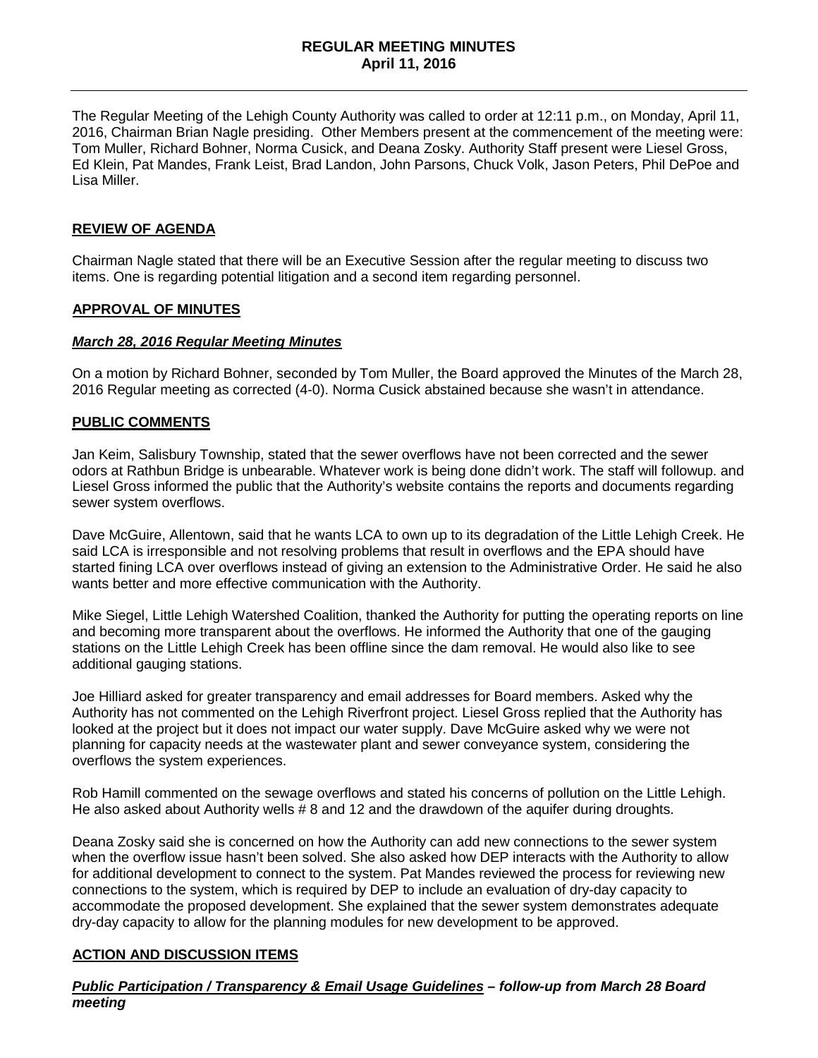**REGULAR MEETING MINUTES**
**April 11, 2016**

The Regular Meeting of the Lehigh County Authority was called to order at 12:11 p.m., on Monday, April 11, 2016, Chairman Brian Nagle presiding. Other Members present at the commencement of the meeting were: Tom Muller, Richard Bohner, Norma Cusick, and Deana Zosky. Authority Staff present were Liesel Gross, Ed Klein, Pat Mandes, Frank Leist, Brad Landon, John Parsons, Chuck Volk, Jason Peters, Phil DePoe and Lisa Miller.

## REVIEW OF AGENDA

Chairman Nagle stated that there will be an Executive Session after the regular meeting to discuss two items. One is regarding potential litigation and a second item regarding personnel.

## APPROVAL OF MINUTES

### *March 28, 2016 Regular Meeting Minutes*

On a motion by Richard Bohner, seconded by Tom Muller, the Board approved the Minutes of the March 28, 2016 Regular meeting as corrected (4-0). Norma Cusick abstained because she wasn't in attendance.

## PUBLIC COMMENTS

Jan Keim, Salisbury Township, stated that the sewer overflows have not been corrected and the sewer odors at Rathbun Bridge is unbearable. Whatever work is being done didn't work. The staff will followup. and Liesel Gross informed the public that the Authority's website contains the reports and documents regarding sewer system overflows.

Dave McGuire, Allentown, said that he wants LCA to own up to its degradation of the Little Lehigh Creek. He said LCA is irresponsible and not resolving problems that result in overflows and the EPA should have started fining LCA over overflows instead of giving an extension to the Administrative Order. He said he also wants better and more effective communication with the Authority.

Mike Siegel, Little Lehigh Watershed Coalition, thanked the Authority for putting the operating reports on line and becoming more transparent about the overflows. He informed the Authority that one of the gauging stations on the Little Lehigh Creek has been offline since the dam removal. He would also like to see additional gauging stations.

Joe Hilliard asked for greater transparency and email addresses for Board members. Asked why the Authority has not commented on the Lehigh Riverfront project. Liesel Gross replied that the Authority has looked at the project but it does not impact our water supply. Dave McGuire asked why we were not planning for capacity needs at the wastewater plant and sewer conveyance system, considering the overflows the system experiences.

Rob Hamill commented on the sewage overflows and stated his concerns of pollution on the Little Lehigh. He also asked about Authority wells # 8 and 12 and the drawdown of the aquifer during droughts.

Deana Zosky said she is concerned on how the Authority can add new connections to the sewer system when the overflow issue hasn't been solved. She also asked how DEP interacts with the Authority to allow for additional development to connect to the system. Pat Mandes reviewed the process for reviewing new connections to the system, which is required by DEP to include an evaluation of dry-day capacity to accommodate the proposed development. She explained that the sewer system demonstrates adequate dry-day capacity to allow for the planning modules for new development to be approved.

## ACTION AND DISCUSSION ITEMS

### ***Public Participation / Transparency & Email Usage Guidelines* – follow-up from March 28 Board meeting**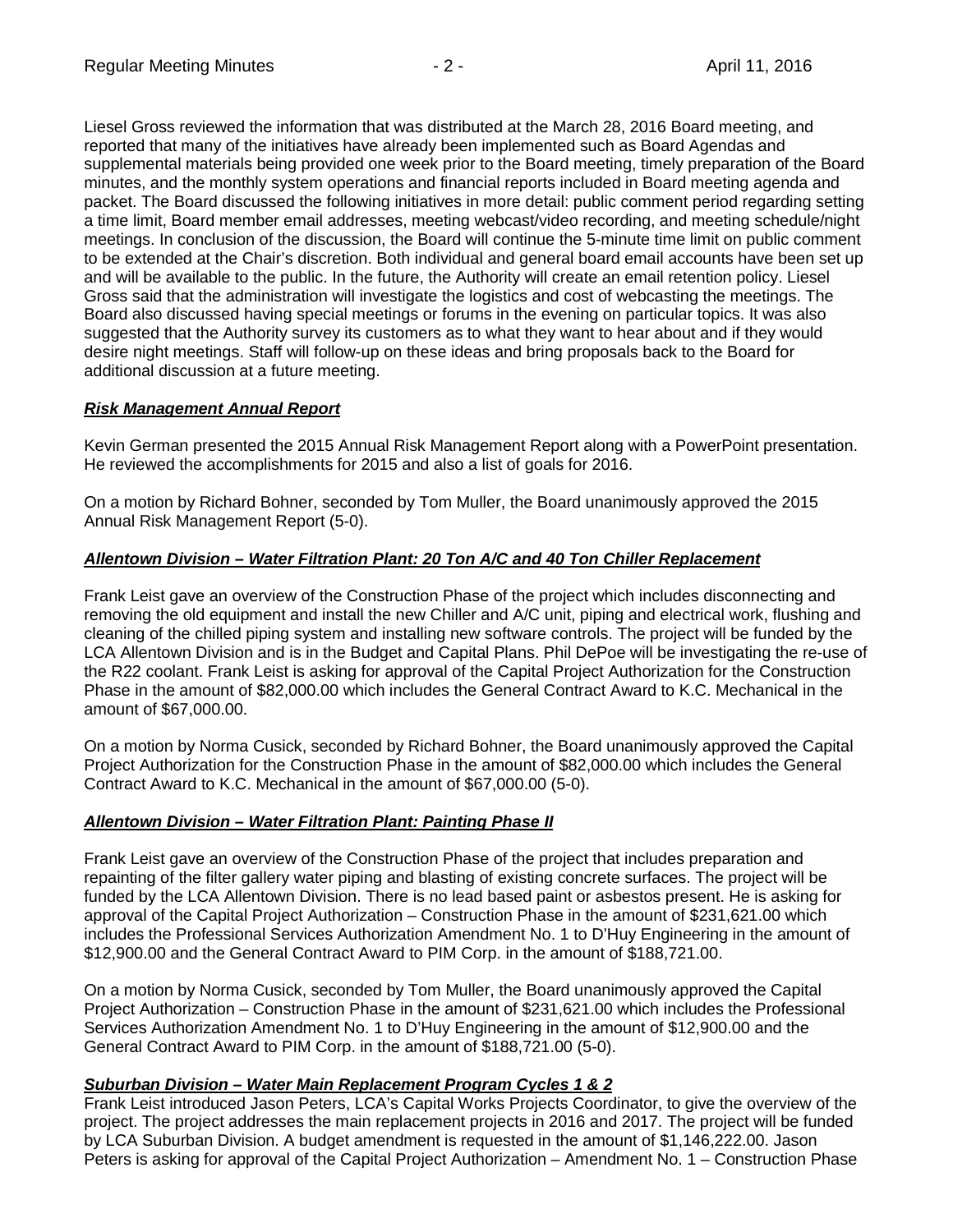Liesel Gross reviewed the information that was distributed at the March 28, 2016 Board meeting, and reported that many of the initiatives have already been implemented such as Board Agendas and supplemental materials being provided one week prior to the Board meeting, timely preparation of the Board minutes, and the monthly system operations and financial reports included in Board meeting agenda and packet. The Board discussed the following initiatives in more detail: public comment period regarding setting a time limit, Board member email addresses, meeting webcast/video recording, and meeting schedule/night meetings. In conclusion of the discussion, the Board will continue the 5-minute time limit on public comment to be extended at the Chair's discretion. Both individual and general board email accounts have been set up and will be available to the public. In the future, the Authority will create an email retention policy. Liesel Gross said that the administration will investigate the logistics and cost of webcasting the meetings. The Board also discussed having special meetings or forums in the evening on particular topics. It was also suggested that the Authority survey its customers as to what they want to hear about and if they would desire night meetings. Staff will follow-up on these ideas and bring proposals back to the Board for additional discussion at a future meeting.

***Risk Management Annual Report***

Kevin German presented the 2015 Annual Risk Management Report along with a PowerPoint presentation. He reviewed the accomplishments for 2015 and also a list of goals for 2016.

On a motion by Richard Bohner, seconded by Tom Muller, the Board unanimously approved the 2015 Annual Risk Management Report (5-0).

***Allentown Division – Water Filtration Plant: 20 Ton A/C and 40 Ton Chiller Replacement***

Frank Leist gave an overview of the Construction Phase of the project which includes disconnecting and removing the old equipment and install the new Chiller and A/C unit, piping and electrical work, flushing and cleaning of the chilled piping system and installing new software controls. The project will be funded by the LCA Allentown Division and is in the Budget and Capital Plans. Phil DePoe will be investigating the re-use of the R22 coolant. Frank Leist is asking for approval of the Capital Project Authorization for the Construction Phase in the amount of $82,000.00 which includes the General Contract Award to K.C. Mechanical in the amount of $67,000.00.

On a motion by Norma Cusick, seconded by Richard Bohner, the Board unanimously approved the Capital Project Authorization for the Construction Phase in the amount of $82,000.00 which includes the General Contract Award to K.C. Mechanical in the amount of $67,000.00 (5-0).

***Allentown Division – Water Filtration Plant: Painting Phase II***

Frank Leist gave an overview of the Construction Phase of the project that includes preparation and repainting of the filter gallery water piping and blasting of existing concrete surfaces. The project will be funded by the LCA Allentown Division. There is no lead based paint or asbestos present. He is asking for approval of the Capital Project Authorization – Construction Phase in the amount of $231,621.00 which includes the Professional Services Authorization Amendment No. 1 to D'Huy Engineering in the amount of $12,900.00 and the General Contract Award to PIM Corp. in the amount of $188,721.00.

On a motion by Norma Cusick, seconded by Tom Muller, the Board unanimously approved the Capital Project Authorization – Construction Phase in the amount of $231,621.00 which includes the Professional Services Authorization Amendment No. 1 to D'Huy Engineering in the amount of $12,900.00 and the General Contract Award to PIM Corp. in the amount of $188,721.00 (5-0).

***Suburban Division – Water Main Replacement Program Cycles 1 & 2***

Frank Leist introduced Jason Peters, LCA's Capital Works Projects Coordinator, to give the overview of the project. The project addresses the main replacement projects in 2016 and 2017. The project will be funded by LCA Suburban Division. A budget amendment is requested in the amount of $1,146,222.00. Jason Peters is asking for approval of the Capital Project Authorization – Amendment No. 1 – Construction Phase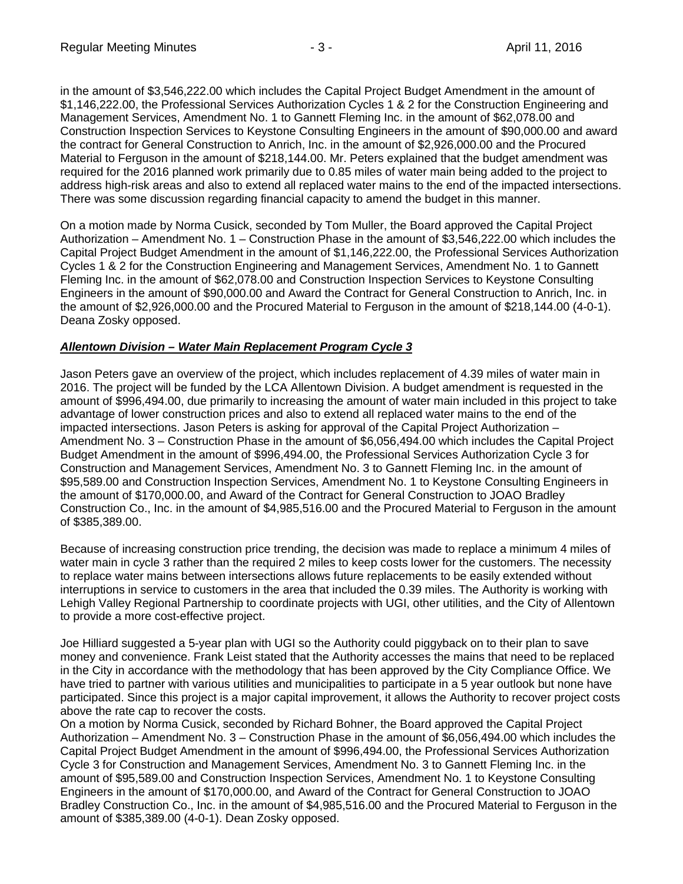in the amount of $3,546,222.00 which includes the Capital Project Budget Amendment in the amount of $1,146,222.00, the Professional Services Authorization Cycles 1 & 2 for the Construction Engineering and Management Services, Amendment No. 1 to Gannett Fleming Inc. in the amount of $62,078.00 and Construction Inspection Services to Keystone Consulting Engineers in the amount of $90,000.00 and award the contract for General Construction to Anrich, Inc. in the amount of $2,926,000.00 and the Procured Material to Ferguson in the amount of $218,144.00. Mr. Peters explained that the budget amendment was required for the 2016 planned work primarily due to 0.85 miles of water main being added to the project to address high-risk areas and also to extend all replaced water mains to the end of the impacted intersections. There was some discussion regarding financial capacity to amend the budget in this manner.

On a motion made by Norma Cusick, seconded by Tom Muller, the Board approved the Capital Project Authorization – Amendment No. 1 – Construction Phase in the amount of $3,546,222.00 which includes the Capital Project Budget Amendment in the amount of $1,146,222.00, the Professional Services Authorization Cycles 1 & 2 for the Construction Engineering and Management Services, Amendment No. 1 to Gannett Fleming Inc. in the amount of $62,078.00 and Construction Inspection Services to Keystone Consulting Engineers in the amount of $90,000.00 and Award the Contract for General Construction to Anrich, Inc. in the amount of $2,926,000.00 and the Procured Material to Ferguson in the amount of $218,144.00 (4-0-1). Deana Zosky opposed.

***Allentown Division – Water Main Replacement Program Cycle 3***

Jason Peters gave an overview of the project, which includes replacement of 4.39 miles of water main in 2016. The project will be funded by the LCA Allentown Division. A budget amendment is requested in the amount of $996,494.00, due primarily to increasing the amount of water main included in this project to take advantage of lower construction prices and also to extend all replaced water mains to the end of the impacted intersections. Jason Peters is asking for approval of the Capital Project Authorization – Amendment No. 3 – Construction Phase in the amount of $6,056,494.00 which includes the Capital Project Budget Amendment in the amount of $996,494.00, the Professional Services Authorization Cycle 3 for Construction and Management Services, Amendment No. 3 to Gannett Fleming Inc. in the amount of $95,589.00 and Construction Inspection Services, Amendment No. 1 to Keystone Consulting Engineers in the amount of $170,000.00, and Award of the Contract for General Construction to JOAO Bradley Construction Co., Inc. in the amount of $4,985,516.00 and the Procured Material to Ferguson in the amount of $385,389.00.

Because of increasing construction price trending, the decision was made to replace a minimum 4 miles of water main in cycle 3 rather than the required 2 miles to keep costs lower for the customers. The necessity to replace water mains between intersections allows future replacements to be easily extended without interruptions in service to customers in the area that included the 0.39 miles. The Authority is working with Lehigh Valley Regional Partnership to coordinate projects with UGI, other utilities, and the City of Allentown to provide a more cost-effective project.

Joe Hilliard suggested a 5-year plan with UGI so the Authority could piggyback on to their plan to save money and convenience. Frank Leist stated that the Authority accesses the mains that need to be replaced in the City in accordance with the methodology that has been approved by the City Compliance Office. We have tried to partner with various utilities and municipalities to participate in a 5 year outlook but none have participated. Since this project is a major capital improvement, it allows the Authority to recover project costs above the rate cap to recover the costs.

On a motion by Norma Cusick, seconded by Richard Bohner, the Board approved the Capital Project Authorization – Amendment No. 3 – Construction Phase in the amount of $6,056,494.00 which includes the Capital Project Budget Amendment in the amount of $996,494.00, the Professional Services Authorization Cycle 3 for Construction and Management Services, Amendment No. 3 to Gannett Fleming Inc. in the amount of $95,589.00 and Construction Inspection Services, Amendment No. 1 to Keystone Consulting Engineers in the amount of $170,000.00, and Award of the Contract for General Construction to JOAO Bradley Construction Co., Inc. in the amount of $4,985,516.00 and the Procured Material to Ferguson in the amount of $385,389.00 (4-0-1). Dean Zosky opposed.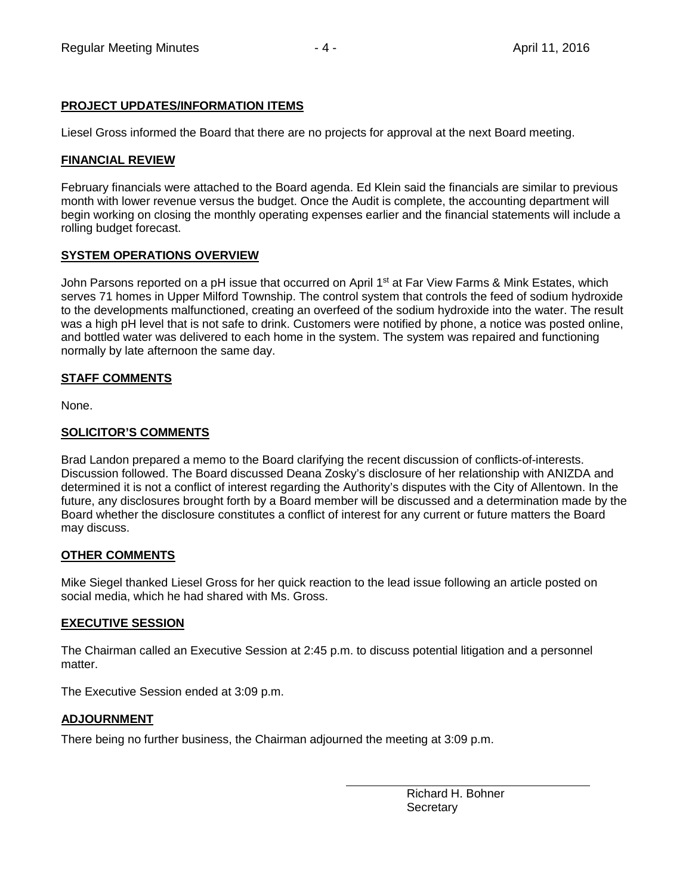## PROJECT UPDATES/INFORMATION ITEMS

Liesel Gross informed the Board that there are no projects for approval at the next Board meeting.

## FINANCIAL REVIEW

February financials were attached to the Board agenda. Ed Klein said the financials are similar to previous month with lower revenue versus the budget. Once the Audit is complete, the accounting department will begin working on closing the monthly operating expenses earlier and the financial statements will include a rolling budget forecast.

## SYSTEM OPERATIONS OVERVIEW

John Parsons reported on a pH issue that occurred on April 1st at Far View Farms & Mink Estates, which serves 71 homes in Upper Milford Township. The control system that controls the feed of sodium hydroxide to the developments malfunctioned, creating an overfeed of the sodium hydroxide into the water. The result was a high pH level that is not safe to drink. Customers were notified by phone, a notice was posted online, and bottled water was delivered to each home in the system. The system was repaired and functioning normally by late afternoon the same day.

## STAFF COMMENTS

None.

## SOLICITOR'S COMMENTS

Brad Landon prepared a memo to the Board clarifying the recent discussion of conflicts-of-interests. Discussion followed. The Board discussed Deana Zosky's disclosure of her relationship with ANIZDA and determined it is not a conflict of interest regarding the Authority's disputes with the City of Allentown. In the future, any disclosures brought forth by a Board member will be discussed and a determination made by the Board whether the disclosure constitutes a conflict of interest for any current or future matters the Board may discuss.

## OTHER COMMENTS

Mike Siegel thanked Liesel Gross for her quick reaction to the lead issue following an article posted on social media, which he had shared with Ms. Gross.

## EXECUTIVE SESSION

The Chairman called an Executive Session at 2:45 p.m. to discuss potential litigation and a personnel matter.

The Executive Session ended at 3:09 p.m.

## ADJOURNMENT

There being no further business, the Chairman adjourned the meeting at 3:09 p.m.

Richard H. Bohner
Secretary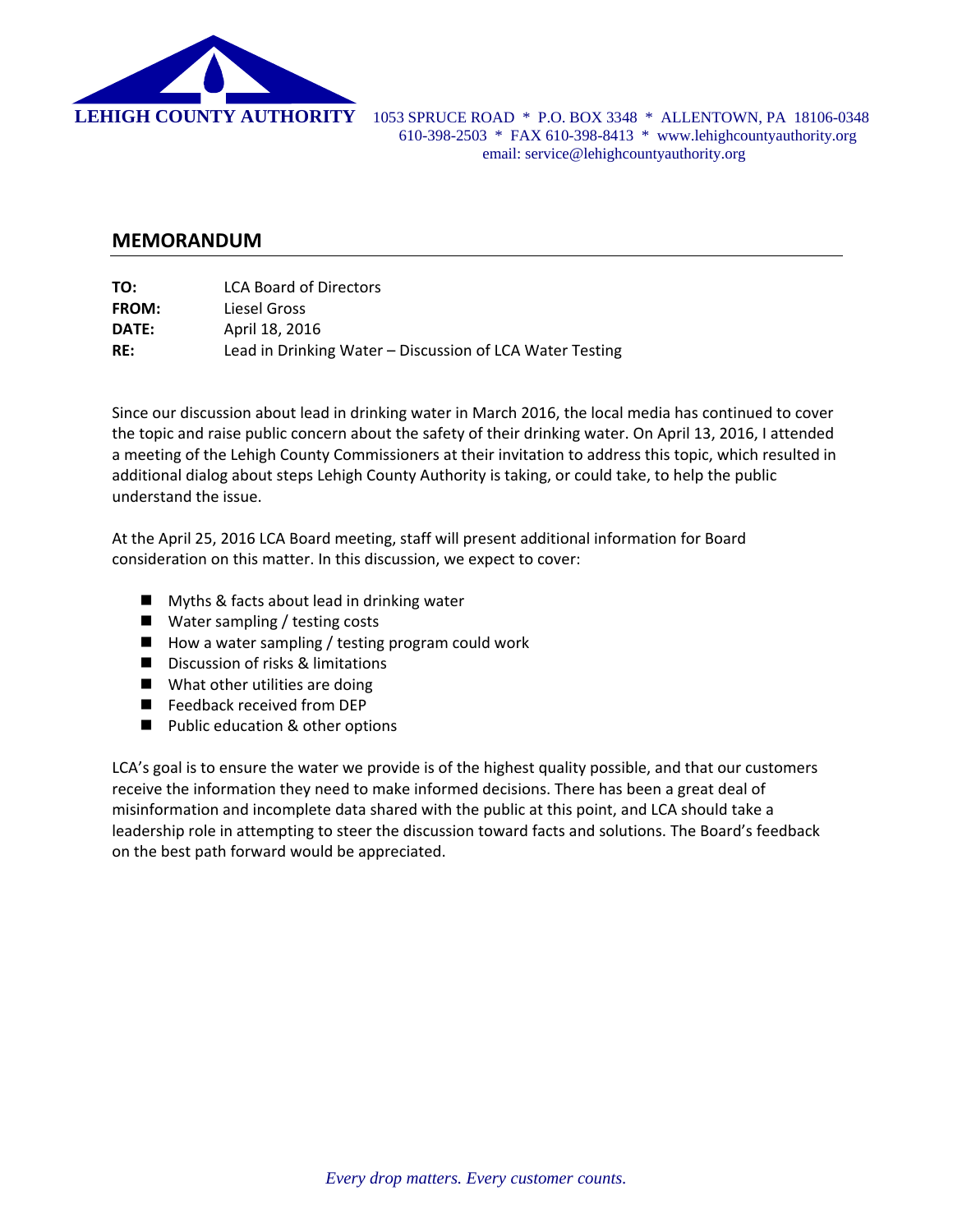**LEHIGH COUNTY AUTHORITY** 1053 SPRUCE ROAD * P.O. BOX 3348 * ALLENTOWN, PA 18106-0348
610-398-2503 * FAX 610-398-8413 * www.lehighcountyauthority.org
email: service@lehighcountyauthority.org

## MEMORANDUM

**TO:** LCA Board of Directors
**FROM:** Liesel Gross
**DATE:** April 18, 2016
**RE:** Lead in Drinking Water – Discussion of LCA Water Testing

Since our discussion about lead in drinking water in March 2016, the local media has continued to cover the topic and raise public concern about the safety of their drinking water. On April 13, 2016, I attended a meeting of the Lehigh County Commissioners at their invitation to address this topic, which resulted in additional dialog about steps Lehigh County Authority is taking, or could take, to help the public understand the issue.

At the April 25, 2016 LCA Board meeting, staff will present additional information for Board consideration on this matter. In this discussion, we expect to cover:

- Myths & facts about lead in drinking water
- Water sampling / testing costs
- How a water sampling / testing program could work
- Discussion of risks & limitations
- What other utilities are doing
- Feedback received from DEP
- Public education & other options

LCA's goal is to ensure the water we provide is of the highest quality possible, and that our customers receive the information they need to make informed decisions. There has been a great deal of misinformation and incomplete data shared with the public at this point, and LCA should take a leadership role in attempting to steer the discussion toward facts and solutions. The Board's feedback on the best path forward would be appreciated.

*Every drop matters. Every customer counts.*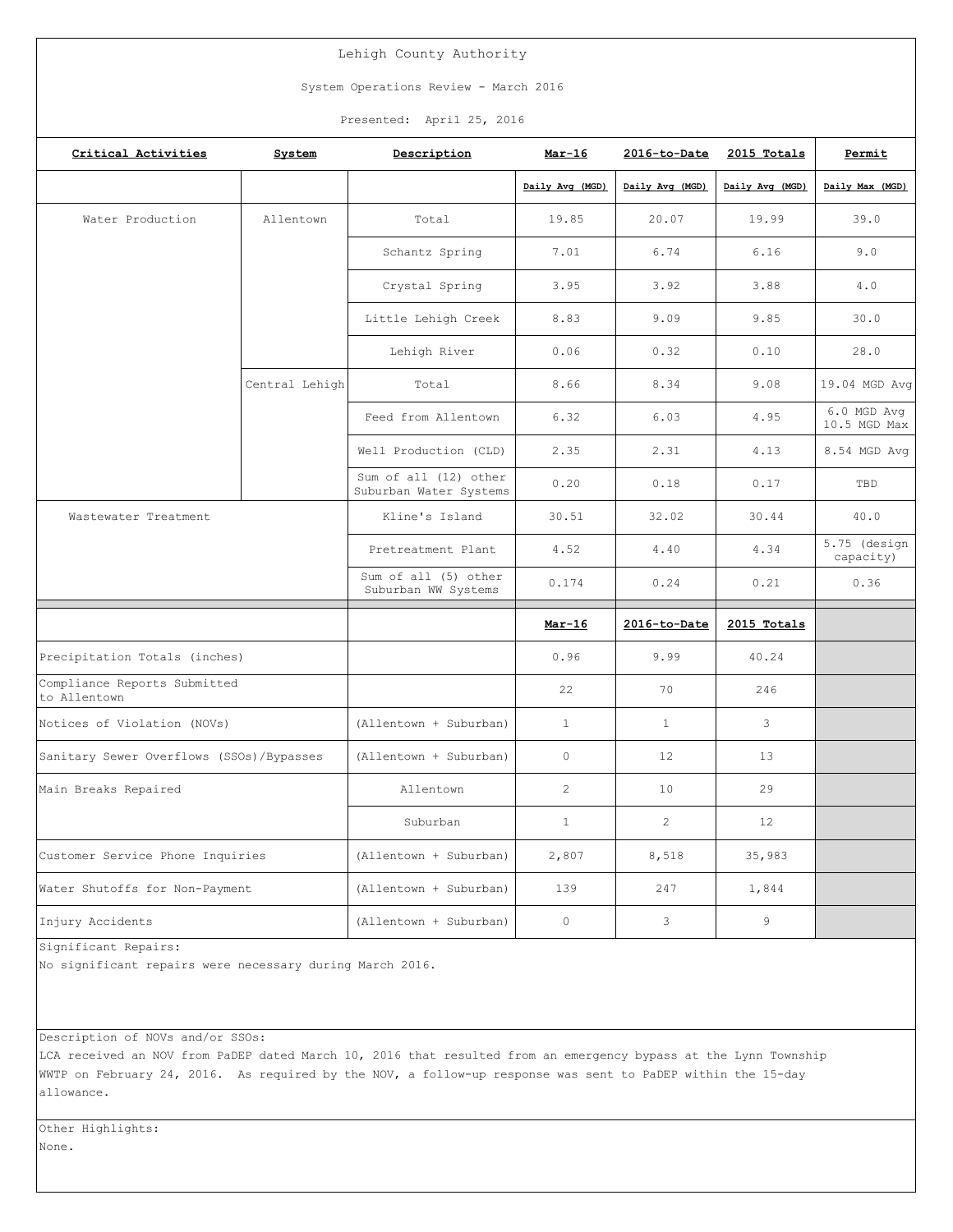Lehigh County Authority

System Operations Review - March 2016

Presented: April 25, 2016

| Critical Activities | System | Description | Mar-16 | 2016-to-Date | 2015 Totals | Permit |
|---|---|---|---|---|---|---|
| | | | Daily Avg (MGD) | Daily Avg (MGD) | Daily Avg (MGD) | Daily Max (MGD) |
| Water Production | Allentown | Total | 19.85 | 20.07 | 19.99 | 39.0 |
| | | Schantz Spring | 7.01 | 6.74 | 6.16 | 9.0 |
| | | Crystal Spring | 3.95 | 3.92 | 3.88 | 4.0 |
| | | Little Lehigh Creek | 8.83 | 9.09 | 9.85 | 30.0 |
| | | Lehigh River | 0.06 | 0.32 | 0.10 | 28.0 |
| | Central Lehigh | Total | 8.66 | 8.34 | 9.08 | 19.04 MGD Avg |
| | | Feed from Allentown | 6.32 | 6.03 | 4.95 | 6.0 MGD Avg 10.5 MGD Max |
| | | Well Production (CLD) | 2.35 | 2.31 | 4.13 | 8.54 MGD Avg |
| | | Sum of all (12) other Suburban Water Systems | 0.20 | 0.18 | 0.17 | TBD |
| Wastewater Treatment | | Kline's Island | 30.51 | 32.02 | 30.44 | 40.0 |
| | | Pretreatment Plant | 4.52 | 4.40 | 4.34 | 5.75 (design capacity) |
| | | Sum of all (5) other Suburban WW Systems | 0.174 | 0.24 | 0.21 | 0.36 |

| | | Mar-16 | 2016-to-Date | 2015 Totals |
|---|---|---|---|---|
| Precipitation Totals (inches) | | 0.96 | 9.99 | 40.24 |
| Compliance Reports Submitted to Allentown | | 22 | 70 | 246 |
| Notices of Violation (NOVs) | (Allentown + Suburban) | 1 | 1 | 3 |
| Sanitary Sewer Overflows (SSOs)/Bypasses | (Allentown + Suburban) | 0 | 12 | 13 |
| Main Breaks Repaired | Allentown | 2 | 10 | 29 |
| | Suburban | 1 | 2 | 12 |
| Customer Service Phone Inquiries | (Allentown + Suburban) | 2,807 | 8,518 | 35,983 |
| Water Shutoffs for Non-Payment | (Allentown + Suburban) | 139 | 247 | 1,844 |
| Injury Accidents | (Allentown + Suburban) | 0 | 3 | 9 |

Significant Repairs:
No significant repairs were necessary during March 2016.

Description of NOVs and/or SSOs:
LCA received an NOV from PaDEP dated March 10, 2016 that resulted from an emergency bypass at the Lynn Township WWTP on February 24, 2016. As required by the NOV, a follow-up response was sent to PaDEP within the 15-day allowance.

Other Highlights:
None.